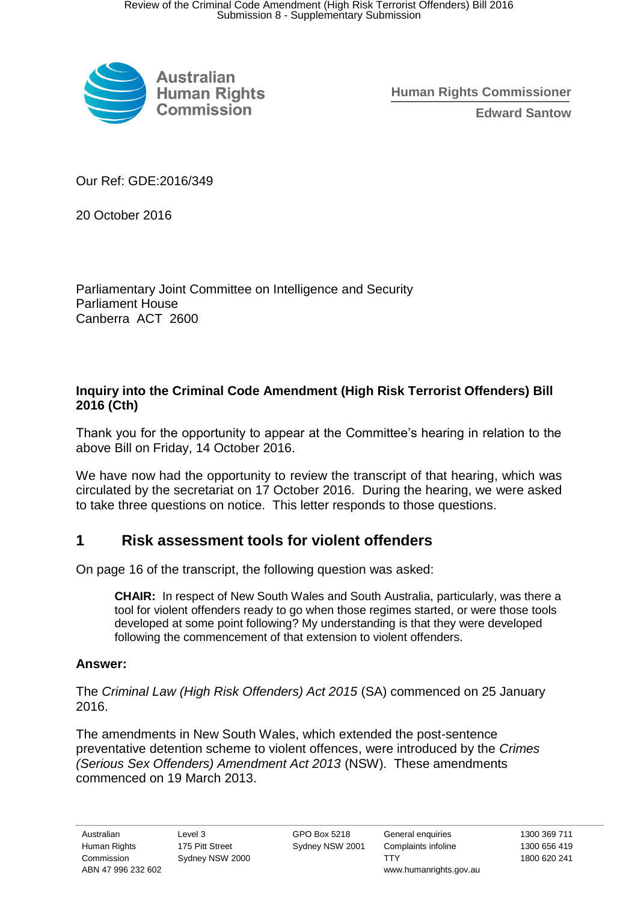Australian Human Rights Commission

**Human Rights Commissioner**

**Edward Santow**

Our Ref: GDE:2016/349

20 October 2016

Parliamentary Joint Committee on Intelligence and Security
Parliament House
Canberra ACT 2600

**Inquiry into the Criminal Code Amendment (High Risk Terrorist Offenders) Bill 2016 (Cth)**

Thank you for the opportunity to appear at the Committee's hearing in relation to the above Bill on Friday, 14 October 2016.

We have now had the opportunity to review the transcript of that hearing, which was circulated by the secretariat on 17 October 2016. During the hearing, we were asked to take three questions on notice. This letter responds to those questions.

## 1 Risk assessment tools for violent offenders

On page 16 of the transcript, the following question was asked:

> **CHAIR:** In respect of New South Wales and South Australia, particularly, was there a tool for violent offenders ready to go when those regimes started, or were those tools developed at some point following? My understanding is that they were developed following the commencement of that extension to violent offenders.

**Answer:**

The *Criminal Law (High Risk Offenders) Act 2015* (SA) commenced on 25 January 2016.

The amendments in New South Wales, which extended the post-sentence preventative detention scheme to violent offences, were introduced by the *Crimes (Serious Sex Offenders) Amendment Act 2013* (NSW). These amendments commenced on 19 March 2013.

| Australian Human Rights Commission ABN 47 996 232 602 | Level 3 175 Pitt Street Sydney NSW 2000 | GPO Box 5218 Sydney NSW 2001 | General enquiries Complaints infoline TTY www.humanrights.gov.au | 1300 369 711 1300 656 419 1800 620 241 |
|---|---|---|---|---|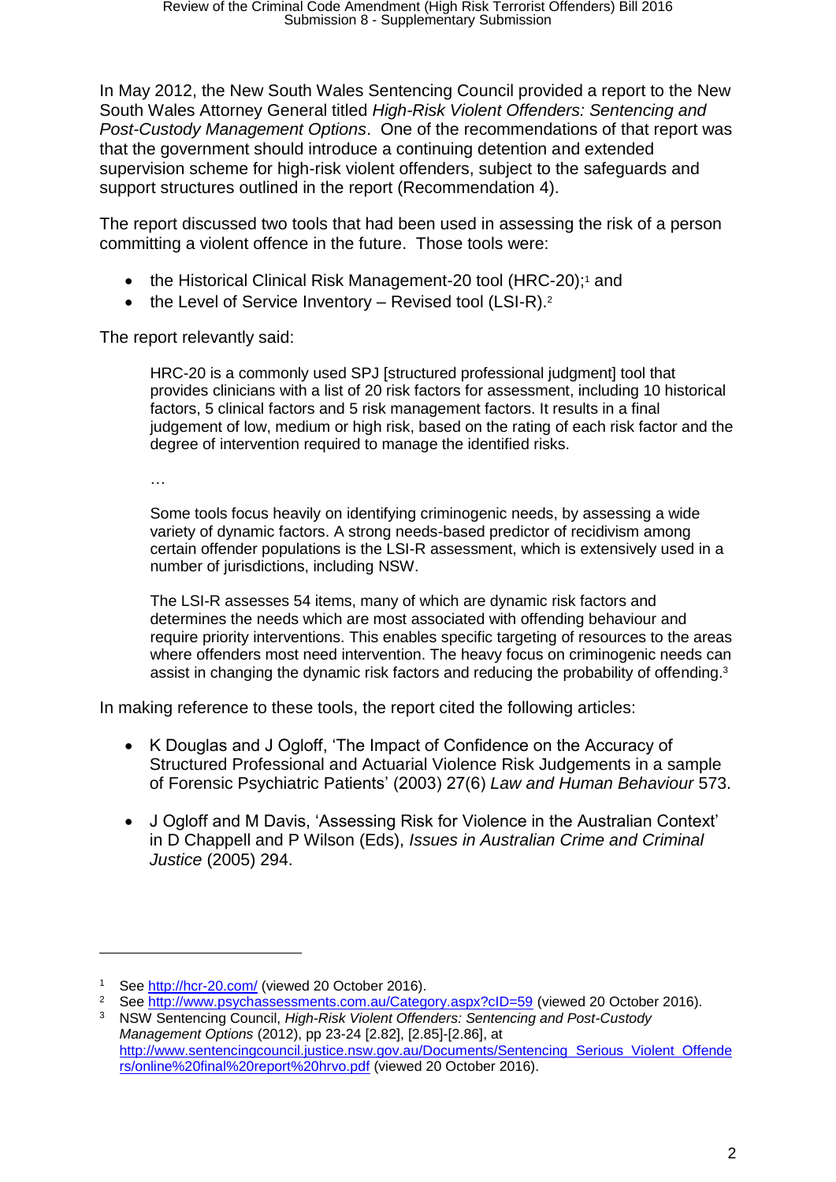In May 2012, the New South Wales Sentencing Council provided a report to the New South Wales Attorney General titled *High-Risk Violent Offenders: Sentencing and Post-Custody Management Options*. One of the recommendations of that report was that the government should introduce a continuing detention and extended supervision scheme for high-risk violent offenders, subject to the safeguards and support structures outlined in the report (Recommendation 4).

The report discussed two tools that had been used in assessing the risk of a person committing a violent offence in the future. Those tools were:

- the Historical Clinical Risk Management-20 tool (HRC-20);[1] and
- the Level of Service Inventory – Revised tool (LSI-R).[2]

The report relevantly said:

> HRC-20 is a commonly used SPJ [structured professional judgment] tool that provides clinicians with a list of 20 risk factors for assessment, including 10 historical factors, 5 clinical factors and 5 risk management factors. It results in a final judgement of low, medium or high risk, based on the rating of each risk factor and the degree of intervention required to manage the identified risks.
>
> …
>
> Some tools focus heavily on identifying criminogenic needs, by assessing a wide variety of dynamic factors. A strong needs-based predictor of recidivism among certain offender populations is the LSI-R assessment, which is extensively used in a number of jurisdictions, including NSW.
>
> The LSI-R assesses 54 items, many of which are dynamic risk factors and determines the needs which are most associated with offending behaviour and require priority interventions. This enables specific targeting of resources to the areas where offenders most need intervention. The heavy focus on criminogenic needs can assist in changing the dynamic risk factors and reducing the probability of offending.[3]

In making reference to these tools, the report cited the following articles:

- K Douglas and J Ogloff, 'The Impact of Confidence on the Accuracy of Structured Professional and Actuarial Violence Risk Judgements in a sample of Forensic Psychiatric Patients' (2003) 27(6) *Law and Human Behaviour* 573.
- J Ogloff and M Davis, 'Assessing Risk for Violence in the Australian Context' in D Chappell and P Wilson (Eds), *Issues in Australian Crime and Criminal Justice* (2005) 294.

---

[1] See http://hcr-20.com/ (viewed 20 October 2016).

[2] See http://www.psychassessments.com.au/Category.aspx?cID=59 (viewed 20 October 2016).

[3] NSW Sentencing Council, *High-Risk Violent Offenders: Sentencing and Post-Custody Management Options* (2012), pp 23-24 [2.82], [2.85]-[2.86], at http://www.sentencingcouncil.justice.nsw.gov.au/Documents/Sentencing_Serious_Violent_Offenders/online%20final%20report%20hrvo.pdf (viewed 20 October 2016).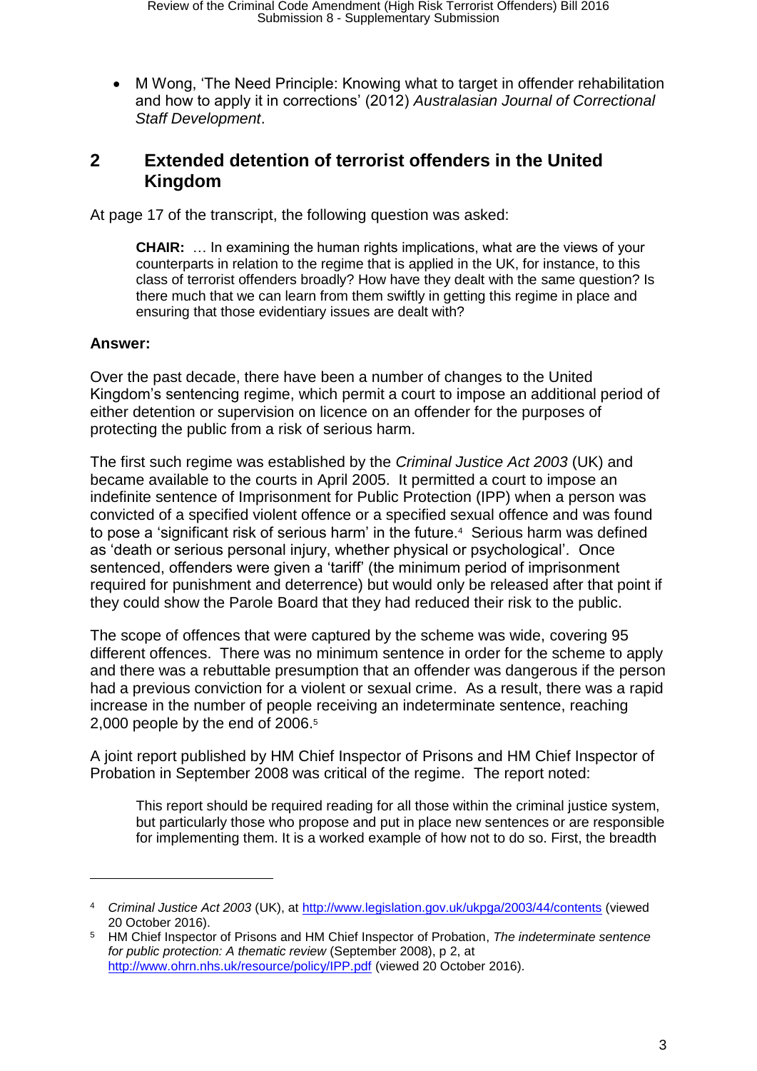- M Wong, 'The Need Principle: Knowing what to target in offender rehabilitation and how to apply it in corrections' (2012) *Australasian Journal of Correctional Staff Development*.

## 2 Extended detention of terrorist offenders in the United Kingdom

At page 17 of the transcript, the following question was asked:

> **CHAIR:** … In examining the human rights implications, what are the views of your counterparts in relation to the regime that is applied in the UK, for instance, to this class of terrorist offenders broadly? How have they dealt with the same question? Is there much that we can learn from them swiftly in getting this regime in place and ensuring that those evidentiary issues are dealt with?

**Answer:**

Over the past decade, there have been a number of changes to the United Kingdom's sentencing regime, which permit a court to impose an additional period of either detention or supervision on licence on an offender for the purposes of protecting the public from a risk of serious harm.

The first such regime was established by the *Criminal Justice Act 2003* (UK) and became available to the courts in April 2005. It permitted a court to impose an indefinite sentence of Imprisonment for Public Protection (IPP) when a person was convicted of a specified violent offence or a specified sexual offence and was found to pose a 'significant risk of serious harm' in the future.[4] Serious harm was defined as 'death or serious personal injury, whether physical or psychological'. Once sentenced, offenders were given a 'tariff' (the minimum period of imprisonment required for punishment and deterrence) but would only be released after that point if they could show the Parole Board that they had reduced their risk to the public.

The scope of offences that were captured by the scheme was wide, covering 95 different offences. There was no minimum sentence in order for the scheme to apply and there was a rebuttable presumption that an offender was dangerous if the person had a previous conviction for a violent or sexual crime. As a result, there was a rapid increase in the number of people receiving an indeterminate sentence, reaching 2,000 people by the end of 2006.[5]

A joint report published by HM Chief Inspector of Prisons and HM Chief Inspector of Probation in September 2008 was critical of the regime. The report noted:

> This report should be required reading for all those within the criminal justice system, but particularly those who propose and put in place new sentences or are responsible for implementing them. It is a worked example of how not to do so. First, the breadth

---

[4] *Criminal Justice Act 2003* (UK), at http://www.legislation.gov.uk/ukpga/2003/44/contents (viewed 20 October 2016).

[5] HM Chief Inspector of Prisons and HM Chief Inspector of Probation, *The indeterminate sentence for public protection: A thematic review* (September 2008), p 2, at http://www.ohrn.nhs.uk/resource/policy/IPP.pdf (viewed 20 October 2016).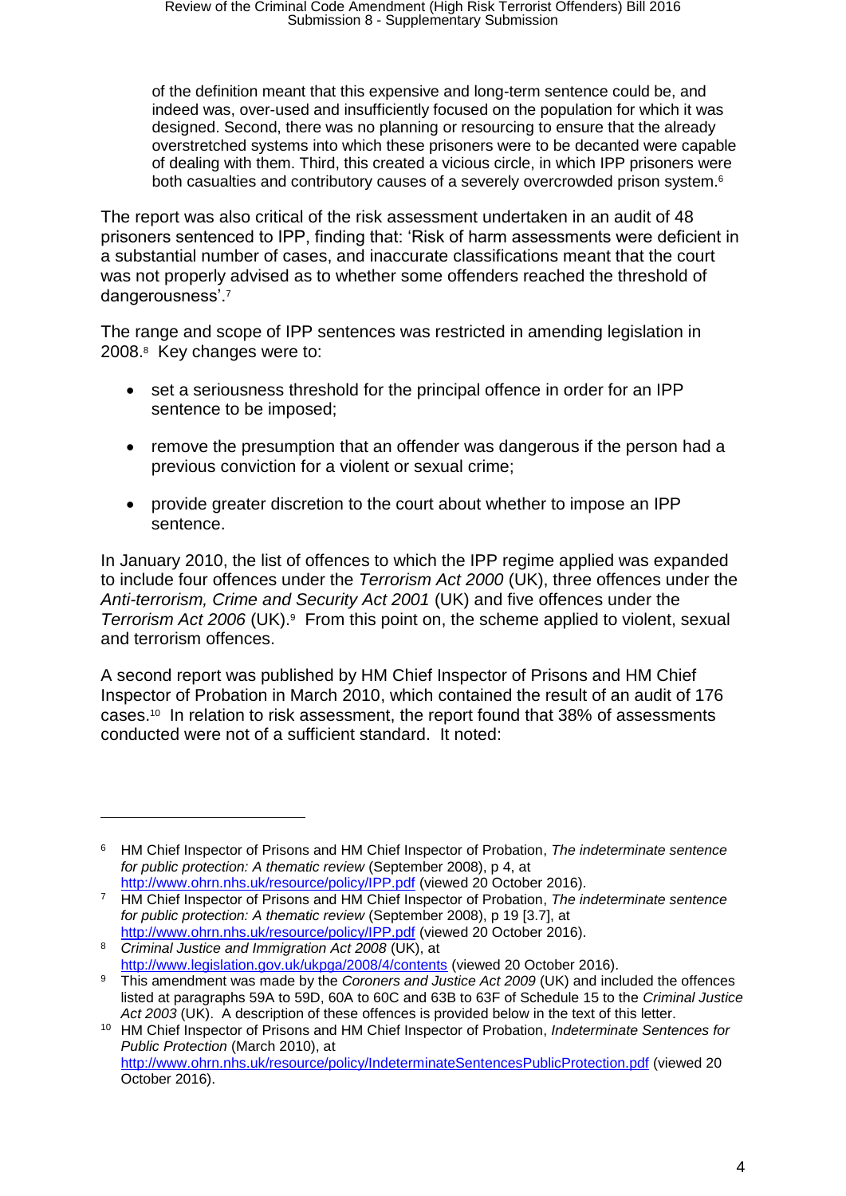> of the definition meant that this expensive and long-term sentence could be, and indeed was, over-used and insufficiently focused on the population for which it was designed. Second, there was no planning or resourcing to ensure that the already overstretched systems into which these prisoners were to be decanted were capable of dealing with them. Third, this created a vicious circle, in which IPP prisoners were both casualties and contributory causes of a severely overcrowded prison system.[6]

The report was also critical of the risk assessment undertaken in an audit of 48 prisoners sentenced to IPP, finding that: 'Risk of harm assessments were deficient in a substantial number of cases, and inaccurate classifications meant that the court was not properly advised as to whether some offenders reached the threshold of dangerousness'.[7]

The range and scope of IPP sentences was restricted in amending legislation in 2008.[8] Key changes were to:

- set a seriousness threshold for the principal offence in order for an IPP sentence to be imposed;
- remove the presumption that an offender was dangerous if the person had a previous conviction for a violent or sexual crime;
- provide greater discretion to the court about whether to impose an IPP sentence.

In January 2010, the list of offences to which the IPP regime applied was expanded to include four offences under the *Terrorism Act 2000* (UK), three offences under the *Anti-terrorism, Crime and Security Act 2001* (UK) and five offences under the *Terrorism Act 2006* (UK).[9] From this point on, the scheme applied to violent, sexual and terrorism offences.

A second report was published by HM Chief Inspector of Prisons and HM Chief Inspector of Probation in March 2010, which contained the result of an audit of 176 cases.[10] In relation to risk assessment, the report found that 38% of assessments conducted were not of a sufficient standard. It noted:

---

[6] HM Chief Inspector of Prisons and HM Chief Inspector of Probation, *The indeterminate sentence for public protection: A thematic review* (September 2008), p 4, at http://www.ohrn.nhs.uk/resource/policy/IPP.pdf (viewed 20 October 2016).

[7] HM Chief Inspector of Prisons and HM Chief Inspector of Probation, *The indeterminate sentence for public protection: A thematic review* (September 2008), p 19 [3.7], at http://www.ohrn.nhs.uk/resource/policy/IPP.pdf (viewed 20 October 2016).

[8] *Criminal Justice and Immigration Act 2008* (UK), at http://www.legislation.gov.uk/ukpga/2008/4/contents (viewed 20 October 2016).

[9] This amendment was made by the *Coroners and Justice Act 2009* (UK) and included the offences listed at paragraphs 59A to 59D, 60A to 60C and 63B to 63F of Schedule 15 to the *Criminal Justice Act 2003* (UK). A description of these offences is provided below in the text of this letter.

[10] HM Chief Inspector of Prisons and HM Chief Inspector of Probation, *Indeterminate Sentences for Public Protection* (March 2010), at http://www.ohrn.nhs.uk/resource/policy/IndeterminateSentencesPublicProtection.pdf (viewed 20 October 2016).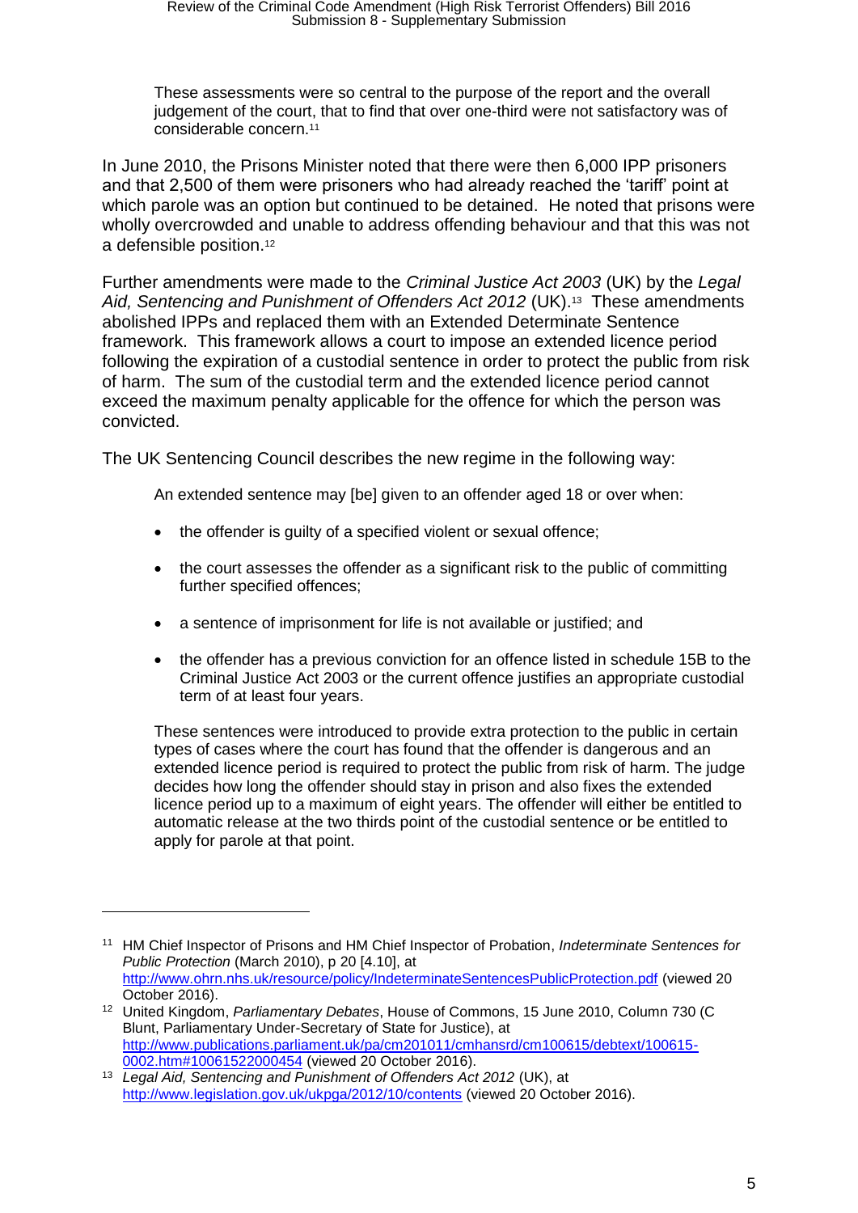> These assessments were so central to the purpose of the report and the overall judgement of the court, that to find that over one-third were not satisfactory was of considerable concern.[11]

In June 2010, the Prisons Minister noted that there were then 6,000 IPP prisoners and that 2,500 of them were prisoners who had already reached the 'tariff' point at which parole was an option but continued to be detained. He noted that prisons were wholly overcrowded and unable to address offending behaviour and that this was not a defensible position.[12]

Further amendments were made to the *Criminal Justice Act 2003* (UK) by the *Legal Aid, Sentencing and Punishment of Offenders Act 2012* (UK).[13] These amendments abolished IPPs and replaced them with an Extended Determinate Sentence framework. This framework allows a court to impose an extended licence period following the expiration of a custodial sentence in order to protect the public from risk of harm. The sum of the custodial term and the extended licence period cannot exceed the maximum penalty applicable for the offence for which the person was convicted.

The UK Sentencing Council describes the new regime in the following way:

> An extended sentence may [be] given to an offender aged 18 or over when:
>
> - the offender is guilty of a specified violent or sexual offence;
> - the court assesses the offender as a significant risk to the public of committing further specified offences;
> - a sentence of imprisonment for life is not available or justified; and
> - the offender has a previous conviction for an offence listed in schedule 15B to the Criminal Justice Act 2003 or the current offence justifies an appropriate custodial term of at least four years.
>
> These sentences were introduced to provide extra protection to the public in certain types of cases where the court has found that the offender is dangerous and an extended licence period is required to protect the public from risk of harm. The judge decides how long the offender should stay in prison and also fixes the extended licence period up to a maximum of eight years. The offender will either be entitled to automatic release at the two thirds point of the custodial sentence or be entitled to apply for parole at that point.

---

[11] HM Chief Inspector of Prisons and HM Chief Inspector of Probation, *Indeterminate Sentences for Public Protection* (March 2010), p 20 [4.10], at http://www.ohrn.nhs.uk/resource/policy/IndeterminateSentencesPublicProtection.pdf (viewed 20 October 2016).

[12] United Kingdom, *Parliamentary Debates*, House of Commons, 15 June 2010, Column 730 (C Blunt, Parliamentary Under-Secretary of State for Justice), at http://www.publications.parliament.uk/pa/cm201011/cmhansrd/cm100615/debtext/100615-0002.htm#10061522000454 (viewed 20 October 2016).

[13] *Legal Aid, Sentencing and Punishment of Offenders Act 2012* (UK), at http://www.legislation.gov.uk/ukpga/2012/10/contents (viewed 20 October 2016).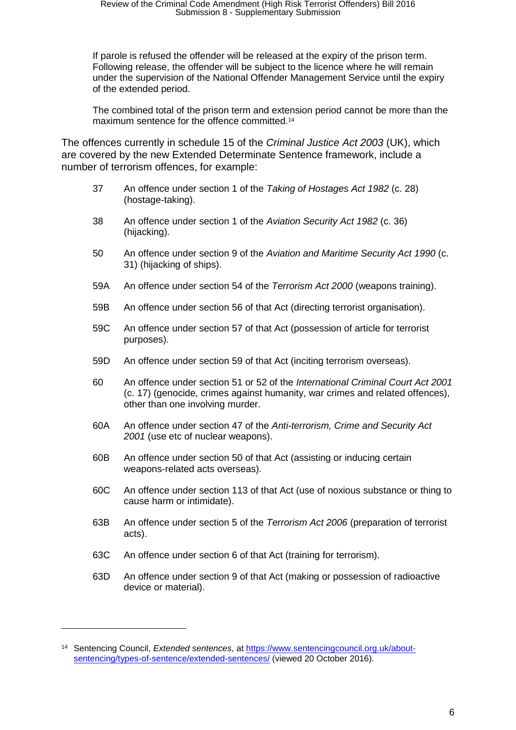> If parole is refused the offender will be released at the expiry of the prison term. Following release, the offender will be subject to the licence where he will remain under the supervision of the National Offender Management Service until the expiry of the extended period.
>
> The combined total of the prison term and extension period cannot be more than the maximum sentence for the offence committed.[14]

The offences currently in schedule 15 of the *Criminal Justice Act 2003* (UK), which are covered by the new Extended Determinate Sentence framework, include a number of terrorism offences, for example:

> 37 An offence under section 1 of the *Taking of Hostages Act 1982* (c. 28) (hostage-taking).
>
> 38 An offence under section 1 of the *Aviation Security Act 1982* (c. 36) (hijacking).
>
> 50 An offence under section 9 of the *Aviation and Maritime Security Act 1990* (c. 31) (hijacking of ships).
>
> 59A An offence under section 54 of the *Terrorism Act 2000* (weapons training).
>
> 59B An offence under section 56 of that Act (directing terrorist organisation).
>
> 59C An offence under section 57 of that Act (possession of article for terrorist purposes).
>
> 59D An offence under section 59 of that Act (inciting terrorism overseas).
>
> 60 An offence under section 51 or 52 of the *International Criminal Court Act 2001* (c. 17) (genocide, crimes against humanity, war crimes and related offences), other than one involving murder.
>
> 60A An offence under section 47 of the *Anti-terrorism, Crime and Security Act 2001* (use etc of nuclear weapons).
>
> 60B An offence under section 50 of that Act (assisting or inducing certain weapons-related acts overseas).
>
> 60C An offence under section 113 of that Act (use of noxious substance or thing to cause harm or intimidate).
>
> 63B An offence under section 5 of the *Terrorism Act 2006* (preparation of terrorist acts).
>
> 63C An offence under section 6 of that Act (training for terrorism).
>
> 63D An offence under section 9 of that Act (making or possession of radioactive device or material).

---

[14] Sentencing Council, *Extended sentences*, at https://www.sentencingcouncil.org.uk/about-sentencing/types-of-sentence/extended-sentences/ (viewed 20 October 2016).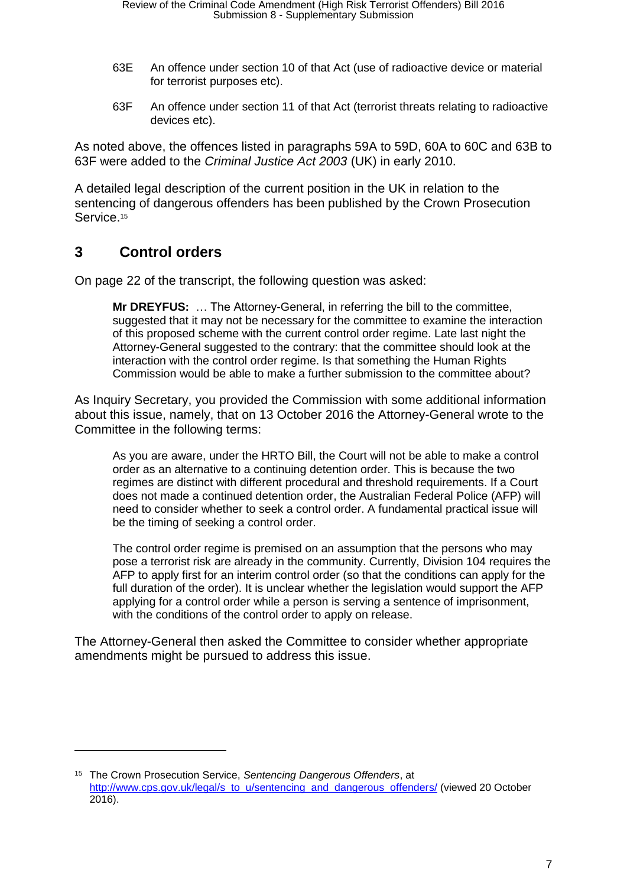63E An offence under section 10 of that Act (use of radioactive device or material for terrorist purposes etc).

63F An offence under section 11 of that Act (terrorist threats relating to radioactive devices etc).

As noted above, the offences listed in paragraphs 59A to 59D, 60A to 60C and 63B to 63F were added to the *Criminal Justice Act 2003* (UK) in early 2010.

A detailed legal description of the current position in the UK in relation to the sentencing of dangerous offenders has been published by the Crown Prosecution Service.[15]

## 3 Control orders

On page 22 of the transcript, the following question was asked:

> **Mr DREYFUS:** … The Attorney-General, in referring the bill to the committee, suggested that it may not be necessary for the committee to examine the interaction of this proposed scheme with the current control order regime. Late last night the Attorney-General suggested to the contrary: that the committee should look at the interaction with the control order regime. Is that something the Human Rights Commission would be able to make a further submission to the committee about?

As Inquiry Secretary, you provided the Commission with some additional information about this issue, namely, that on 13 October 2016 the Attorney-General wrote to the Committee in the following terms:

> As you are aware, under the HRTO Bill, the Court will not be able to make a control order as an alternative to a continuing detention order. This is because the two regimes are distinct with different procedural and threshold requirements. If a Court does not made a continued detention order, the Australian Federal Police (AFP) will need to consider whether to seek a control order. A fundamental practical issue will be the timing of seeking a control order.
>
> The control order regime is premised on an assumption that the persons who may pose a terrorist risk are already in the community. Currently, Division 104 requires the AFP to apply first for an interim control order (so that the conditions can apply for the full duration of the order). It is unclear whether the legislation would support the AFP applying for a control order while a person is serving a sentence of imprisonment, with the conditions of the control order to apply on release.

The Attorney-General then asked the Committee to consider whether appropriate amendments might be pursued to address this issue.

---

[15] The Crown Prosecution Service, *Sentencing Dangerous Offenders*, at http://www.cps.gov.uk/legal/s_to_u/sentencing_and_dangerous_offenders/ (viewed 20 October 2016).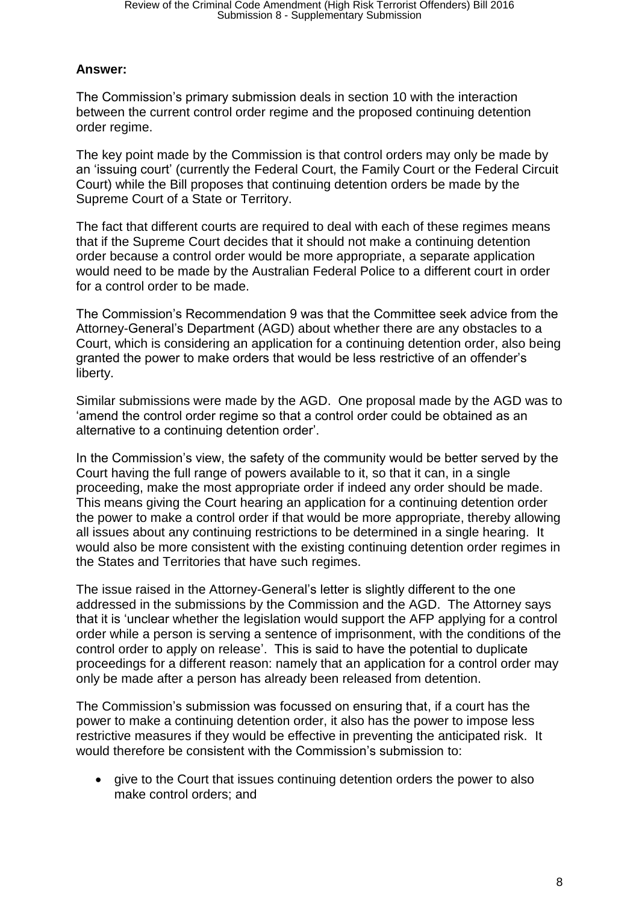**Answer:**

The Commission's primary submission deals in section 10 with the interaction between the current control order regime and the proposed continuing detention order regime.

The key point made by the Commission is that control orders may only be made by an 'issuing court' (currently the Federal Court, the Family Court or the Federal Circuit Court) while the Bill proposes that continuing detention orders be made by the Supreme Court of a State or Territory.

The fact that different courts are required to deal with each of these regimes means that if the Supreme Court decides that it should not make a continuing detention order because a control order would be more appropriate, a separate application would need to be made by the Australian Federal Police to a different court in order for a control order to be made.

The Commission's Recommendation 9 was that the Committee seek advice from the Attorney-General's Department (AGD) about whether there are any obstacles to a Court, which is considering an application for a continuing detention order, also being granted the power to make orders that would be less restrictive of an offender's liberty.

Similar submissions were made by the AGD. One proposal made by the AGD was to 'amend the control order regime so that a control order could be obtained as an alternative to a continuing detention order'.

In the Commission's view, the safety of the community would be better served by the Court having the full range of powers available to it, so that it can, in a single proceeding, make the most appropriate order if indeed any order should be made. This means giving the Court hearing an application for a continuing detention order the power to make a control order if that would be more appropriate, thereby allowing all issues about any continuing restrictions to be determined in a single hearing. It would also be more consistent with the existing continuing detention order regimes in the States and Territories that have such regimes.

The issue raised in the Attorney-General's letter is slightly different to the one addressed in the submissions by the Commission and the AGD. The Attorney says that it is 'unclear whether the legislation would support the AFP applying for a control order while a person is serving a sentence of imprisonment, with the conditions of the control order to apply on release'. This is said to have the potential to duplicate proceedings for a different reason: namely that an application for a control order may only be made after a person has already been released from detention.

The Commission's submission was focussed on ensuring that, if a court has the power to make a continuing detention order, it also has the power to impose less restrictive measures if they would be effective in preventing the anticipated risk. It would therefore be consistent with the Commission's submission to:

- give to the Court that issues continuing detention orders the power to also make control orders; and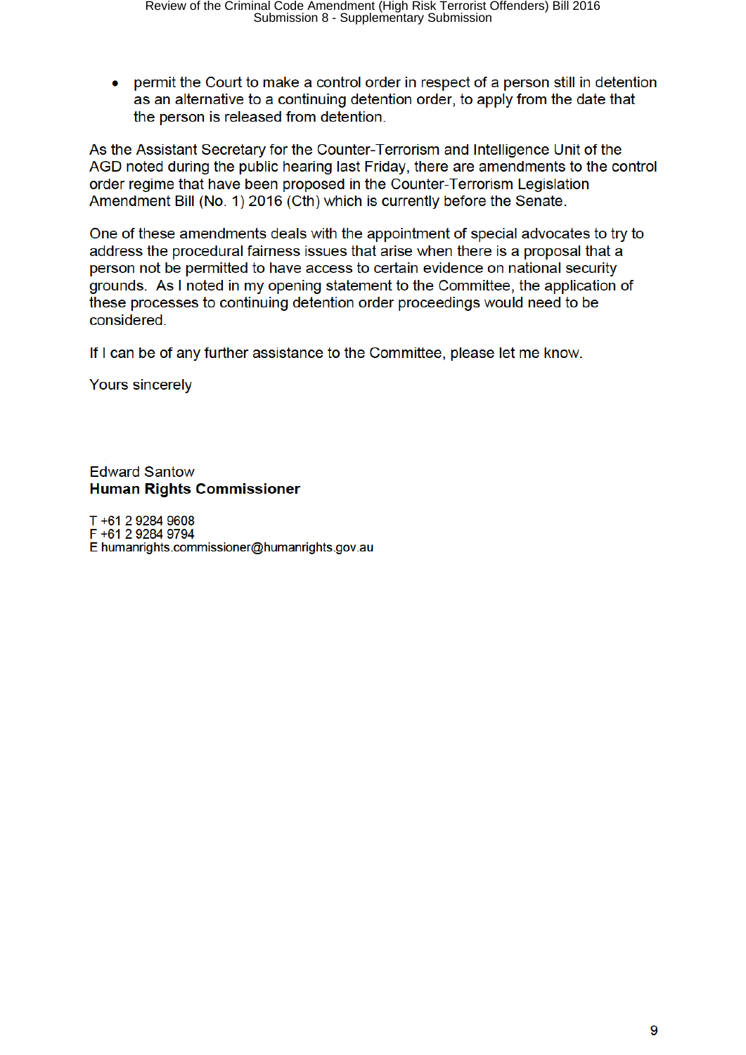- permit the Court to make a control order in respect of a person still in detention as an alternative to a continuing detention order, to apply from the date that the person is released from detention.

As the Assistant Secretary for the Counter-Terrorism and Intelligence Unit of the AGD noted during the public hearing last Friday, there are amendments to the control order regime that have been proposed in the Counter-Terrorism Legislation Amendment Bill (No. 1) 2016 (Cth) which is currently before the Senate.

One of these amendments deals with the appointment of special advocates to try to address the procedural fairness issues that arise when there is a proposal that a person not be permitted to have access to certain evidence on national security grounds. As I noted in my opening statement to the Committee, the application of these processes to continuing detention order proceedings would need to be considered.

If I can be of any further assistance to the Committee, please let me know.

Yours sincerely

Edward Santow
**Human Rights Commissioner**

T +61 2 9284 9608
F +61 2 9284 9794
E humanrights.commissioner@humanrights.gov.au